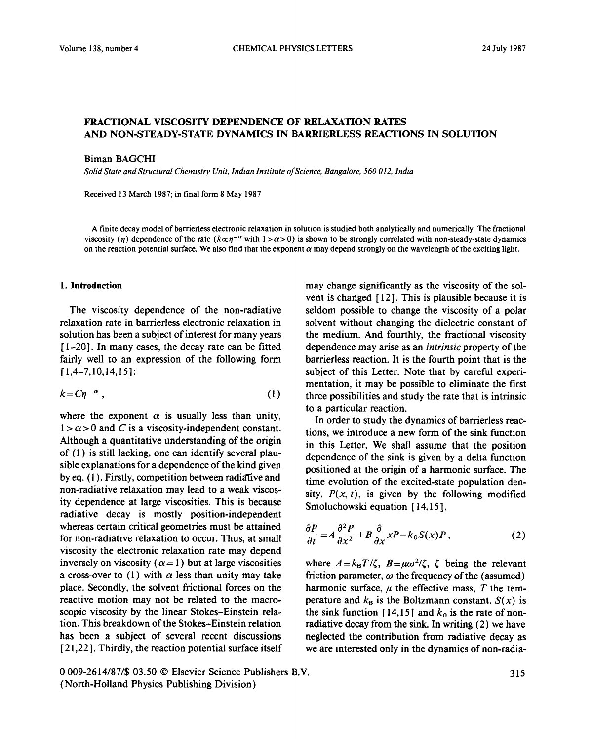# FRACTIONAL VISCOSITY DEPENDENCE OF RELAXATION RATES AND NON-STEADY-STATE DYNAMICS IN BARRIERLESS REACTIONS IN SOLUTION

Biman BAGCHI

*Solid State and Structural Chemistry Unit, Indian Institute of Science, Bangalore, 560 012, India*

Received 13 March 1987; in final form 8 May 1987

A finite decay model of barrierless electronic relaxation in solution is studied both analytically and numerically. The fractional viscosity ($\eta$) dependence of the rate ($k \propto \eta^{-\alpha}$ with $1 > \alpha > 0$) is shown to be strongly correlated with non-steady-state dynamics on the reaction potential surface. We also find that the exponent $\alpha$ may depend strongly on the wavelength of the exciting light.

## 1. Introduction

The viscosity dependence of the non-radiative relaxation rate in barrierless electronic relaxation in solution has been a subject of interest for many years [1-20]. In many cases, the decay rate can be fitted fairly well to an expression of the following form [1,4-7,10,14,15]:

$$k = C\eta^{-\alpha}, \tag{1}$$

where the exponent $\alpha$ is usually less than unity, $1 > \alpha > 0$ and $C$ is a viscosity-independent constant. Although a quantitative understanding of the origin of (1) is still lacking, one can identify several plausible explanations for a dependence of the kind given by eq. (1). Firstly, competition between radiative and non-radiative relaxation may lead to a weak viscosity dependence at large viscosities. This is because radiative decay is mostly position-independent whereas certain critical geometries must be attained for non-radiative relaxation to occur. Thus, at small viscosity the electronic relaxation rate may depend inversely on viscosity ($\alpha = 1$) but at large viscosities a cross-over to (1) with $\alpha$ less than unity may take place. Secondly, the solvent frictional forces on the reactive motion may not be related to the macroscopic viscosity by the linear Stokes-Einstein relation. This breakdown of the Stokes-Einstein relation has been a subject of several recent discussions [21,22]. Thirdly, the reaction potential surface itself may change significantly as the viscosity of the solvent is changed [12]. This is plausible because it is seldom possible to change the viscosity of a polar solvent without changing the dielectric constant of the medium. And fourthly, the fractional viscosity dependence may arise as an *intrinsic* property of the barrierless reaction. It is the fourth point that is the subject of this Letter. Note that by careful experimentation, it may be possible to eliminate the first three possibilities and study the rate that is intrinsic to a particular reaction.

In order to study the dynamics of barrierless reactions, we introduce a new form of the sink function in this Letter. We shall assume that the position dependence of the sink is given by a delta function positioned at the origin of a harmonic surface. The time evolution of the excited-state population density, $P(x, t)$, is given by the following modified Smoluchowski equation [14,15],

$$\frac{\partial P}{\partial t} = A\frac{\partial^2 P}{\partial x^2} + B\frac{\partial}{\partial x}xP - k_0 S(x)P, \tag{2}$$

where $A = k_B T/\zeta$, $B = \mu\omega^2/\zeta$, $\zeta$ being the relevant friction parameter, $\omega$ the frequency of the (assumed) harmonic surface, $\mu$ the effective mass, $T$ the temperature and $k_B$ is the Boltzmann constant. $S(x)$ is the sink function [14,15] and $k_0$ is the rate of non-radiative decay from the sink. In writing (2) we have neglected the contribution from radiative decay as we are interested only in the dynamics of non-radia-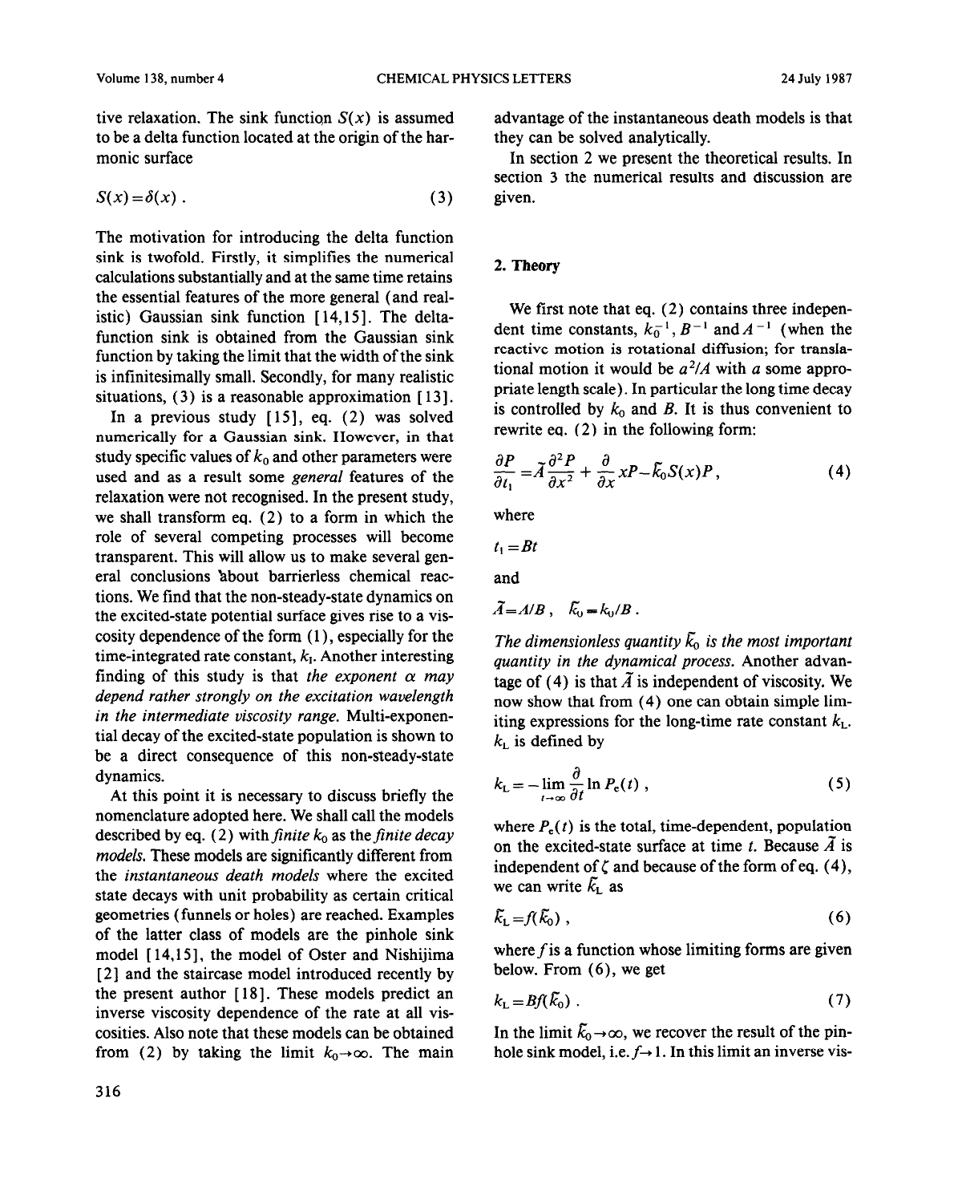tive relaxation. The sink function $S(x)$ is assumed to be a delta function located at the origin of the harmonic surface

$$S(x)=\delta(x) . \tag{3}$$

The motivation for introducing the delta function sink is twofold. Firstly, it simplifies the numerical calculations substantially and at the same time retains the essential features of the more general (and realistic) Gaussian sink function [14,15]. The delta-function sink is obtained from the Gaussian sink function by taking the limit that the width of the sink is infinitesimally small. Secondly, for many realistic situations, (3) is a reasonable approximation [13].

In a previous study [15], eq. (2) was solved numerically for a Gaussian sink. However, in that study specific values of $k_0$ and other parameters were used and as a result some *general* features of the relaxation were not recognised. In the present study, we shall transform eq. (2) to a form in which the role of several competing processes will become transparent. This will allow us to make several general conclusions about barrierless chemical reactions. We find that the non-steady-state dynamics on the excited-state potential surface gives rise to a viscosity dependence of the form (1), especially for the time-integrated rate constant, $k_I$. Another interesting finding of this study is that *the exponent $\alpha$ may depend rather strongly on the excitation wavelength in the intermediate viscosity range.* Multi-exponential decay of the excited-state population is shown to be a direct consequence of this non-steady-state dynamics.

At this point it is necessary to discuss briefly the nomenclature adopted here. We shall call the models described by eq. (2) with *finite* $k_0$ as the *finite decay models*. These models are significantly different from the *instantaneous death models* where the excited state decays with unit probability as certain critical geometries (funnels or holes) are reached. Examples of the latter class of models are the pinhole sink model [14,15], the model of Oster and Nishijima [2] and the staircase model introduced recently by the present author [18]. These models predict an inverse viscosity dependence of the rate at all viscosities. Also note that these models can be obtained from (2) by taking the limit $k_0 \to \infty$. The main advantage of the instantaneous death models is that they can be solved analytically.

In section 2 we present the theoretical results. In section 3 the numerical results and discussion are given.

## 2. Theory

We first note that eq. (2) contains three independent time constants, $k_0^{-1}$, $B^{-1}$ and $A^{-1}$ (when the reactive motion is rotational diffusion; for translational motion it would be $a^2/A$ with $a$ some appropriate length scale). In particular the long time decay is controlled by $k_0$ and $B$. It is thus convenient to rewrite eq. (2) in the following form:

$$\frac{\partial P}{\partial t_1}=\tilde{A}\frac{\partial^2 P}{\partial x^2}+\frac{\partial}{\partial x}xP-\tilde{k}_0 S(x)P , \tag{4}$$

where

$$t_1=Bt$$

and

$$\tilde{A}=A/B , \quad \tilde{k}_0=k_0/B .$$

*The dimensionless quantity $\tilde{k}_0$ is the most important quantity in the dynamical process.* Another advantage of (4) is that $\tilde{A}$ is independent of viscosity. We now show that from (4) one can obtain simple limiting expressions for the long-time rate constant $k_L$. $k_L$ is defined by

$$k_L=-\lim_{t\to\infty}\frac{\partial}{\partial t}\ln P_e(t) , \tag{5}$$

where $P_e(t)$ is the total, time-dependent, population on the excited-state surface at time $t$. Because $\tilde{A}$ is independent of $\zeta$ and because of the form of eq. (4), we can write $\tilde{k}_L$ as

$$\tilde{k}_L=f(\tilde{k}_0) , \tag{6}$$

where $f$ is a function whose limiting forms are given below. From (6), we get

$$k_L=Bf(\tilde{k}_0) . \tag{7}$$

In the limit $\tilde{k}_0 \to \infty$, we recover the result of the pinhole sink model, i.e. $f \to 1$. In this limit an inverse vis-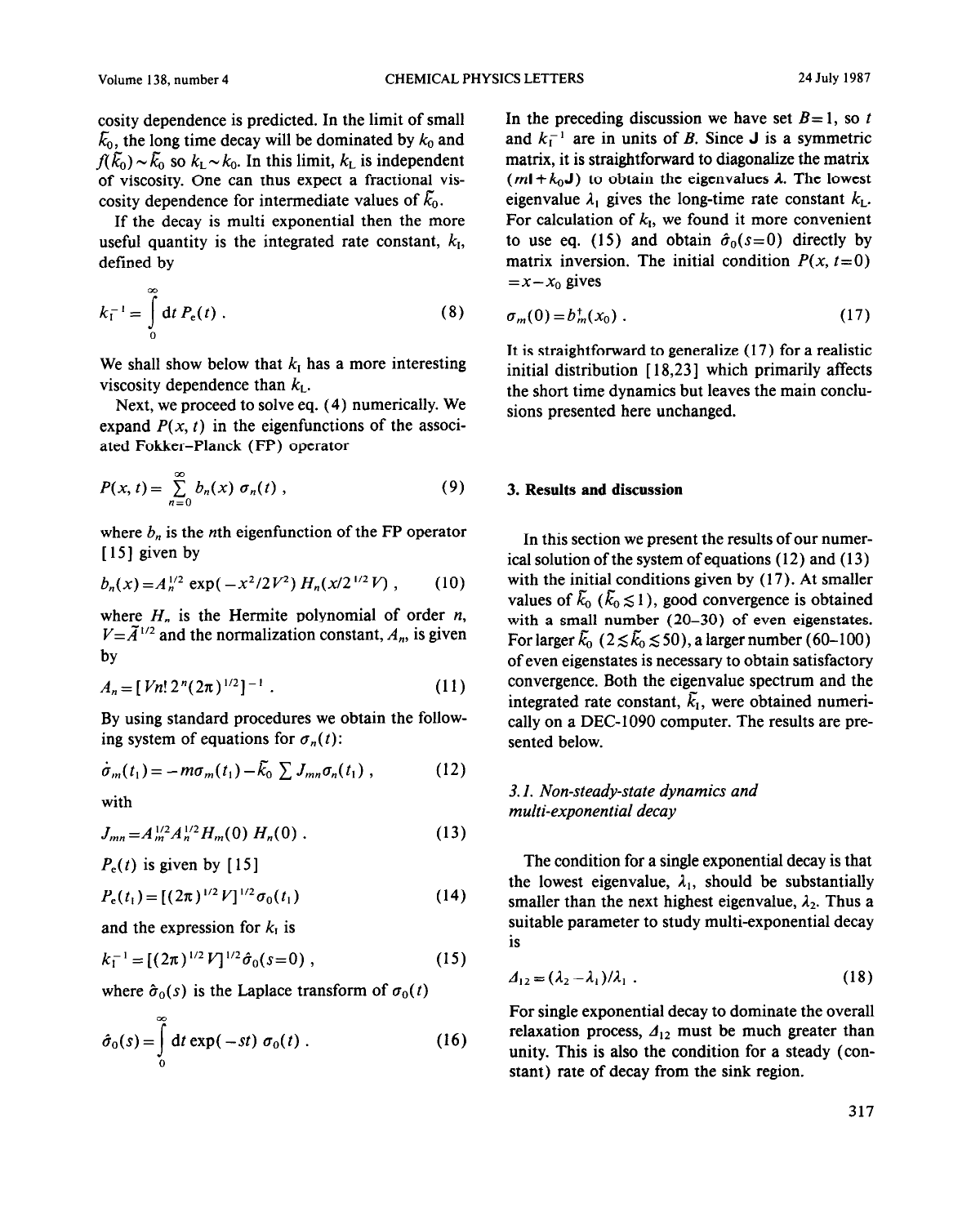cosity dependence is predicted. In the limit of small $\tilde{k}_0$, the long time decay will be dominated by $k_0$ and $f(\tilde{k}_0) \sim \tilde{k}_0$ so $k_L \sim k_0$. In this limit, $k_L$ is independent of viscosity. One can thus expect a fractional viscosity dependence for intermediate values of $\tilde{k}_0$.

If the decay is multi exponential then the more useful quantity is the integrated rate constant, $k_I$, defined by

$$k_I^{-1} = \int_0^\infty dt\, P_e(t) \,. \tag{8}$$

We shall show below that $k_I$ has a more interesting viscosity dependence than $k_L$.

Next, we proceed to solve eq. (4) numerically. We expand $P(x, t)$ in the eigenfunctions of the associated Fokker–Planck (FP) operator

$$P(x,t) = \sum_{n=0}^{\infty} b_n(x)\, \sigma_n(t) \,, \tag{9}$$

where $b_n$ is the $n$th eigenfunction of the FP operator [15] given by

$$b_n(x) = A_n^{1/2} \exp(-x^2/2V^2)\, H_n(x/2^{1/2}V) \,, \tag{10}$$

where $H_n$ is the Hermite polynomial of order $n$, $V = \tilde{A}^{1/2}$ and the normalization constant, $A_n$, is given by

$$A_n = [Vn!\, 2^n (2\pi)^{1/2}]^{-1} \,. \tag{11}$$

By using standard procedures we obtain the following system of equations for $\sigma_n(t)$:

$$\dot{\sigma}_m(t_1) = -m\sigma_m(t_1) - \tilde{k}_0 \sum J_{mn}\sigma_n(t_1) \,, \tag{12}$$

with

$$J_{mn} = A_m^{1/2} A_n^{1/2} H_m(0)\, H_n(0) \,. \tag{13}$$

$P_e(t)$ is given by [15]

$$P_e(t_1) = [(2\pi)^{1/2} V]^{1/2} \sigma_0(t_1) \tag{14}$$

and the expression for $k_I$ is

$$k_I^{-1} = [(2\pi)^{1/2} V]^{1/2} \hat{\sigma}_0(s=0) \,, \tag{15}$$

where $\hat{\sigma}_0(s)$ is the Laplace transform of $\sigma_0(t)$

$$\hat{\sigma}_0(s) = \int_0^\infty dt\, \exp(-st)\, \sigma_0(t) \,. \tag{16}$$

In the preceding discussion we have set $B=1$, so $t$ and $k_I^{-1}$ are in units of $B$. Since $\mathbf{J}$ is a symmetric matrix, it is straightforward to diagonalize the matrix $(m\mathbf{I} + k_0\mathbf{J})$ to obtain the eigenvalues $\lambda$. The lowest eigenvalue $\lambda_1$ gives the long-time rate constant $k_L$. For calculation of $k_I$, we found it more convenient to use eq. (15) and obtain $\hat{\sigma}_0(s=0)$ directly by matrix inversion. The initial condition $P(x, t=0) = x - x_0$ gives

$$\sigma_m(0) = b_m^\dagger(x_0) \,. \tag{17}$$

It is straightforward to generalize (17) for a realistic initial distribution [18,23] which primarily affects the short time dynamics but leaves the main conclusions presented here unchanged.

## 3. Results and discussion

In this section we present the results of our numerical solution of the system of equations (12) and (13) with the initial conditions given by (17). At smaller values of $\tilde{k}_0$ ($\tilde{k}_0 \lesssim 1$), good convergence is obtained with a small number (20–30) of even eigenstates. For larger $\tilde{k}_0$ ($2 \lesssim \tilde{k}_0 \lesssim 50$), a larger number (60–100) of even eigenstates is necessary to obtain satisfactory convergence. Both the eigenvalue spectrum and the integrated rate constant, $\tilde{k}_I$, were obtained numerically on a DEC-1090 computer. The results are presented below.

### 3.1. Non-steady-state dynamics and multi-exponential decay

The condition for a single exponential decay is that the lowest eigenvalue, $\lambda_1$, should be substantially smaller than the next highest eigenvalue, $\lambda_2$. Thus a suitable parameter to study multi-exponential decay is

$$\Delta_{12} = (\lambda_2 - \lambda_1)/\lambda_1 \,. \tag{18}$$

For single exponential decay to dominate the overall relaxation process, $\Delta_{12}$ must be much greater than unity. This is also the condition for a steady (constant) rate of decay from the sink region.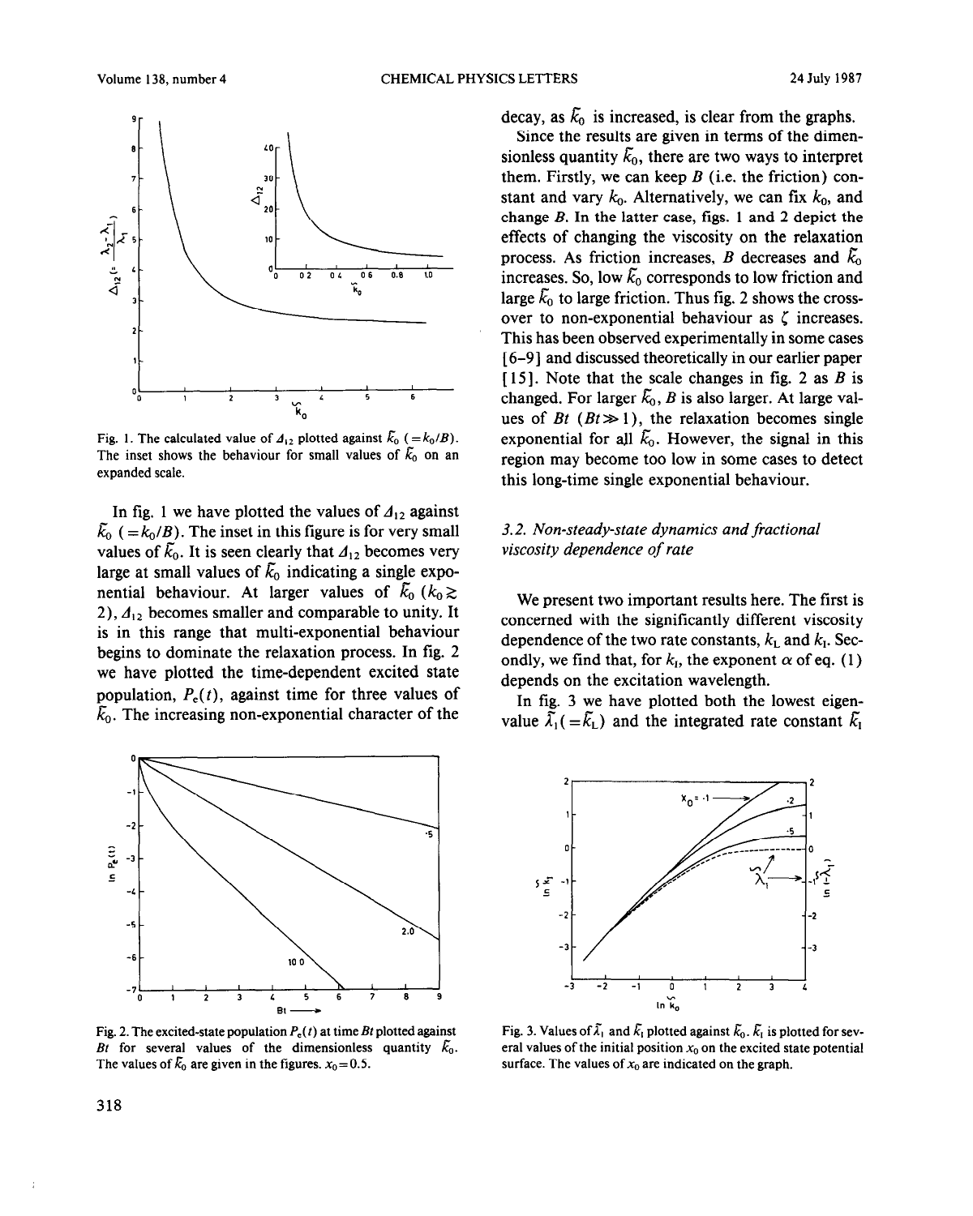Fig. 1. The calculated value of $\Delta_{12}$ plotted against $\tilde{k}_0$ ($=k_0/B$). The inset shows the behaviour for small values of $\tilde{k}_0$ on an expanded scale.

In fig. 1 we have plotted the values of $\Delta_{12}$ against $\tilde{k}_0$ ($=k_0/B$). The inset in this figure is for very small values of $\tilde{k}_0$. It is seen clearly that $\Delta_{12}$ becomes very large at small values of $\tilde{k}_0$ indicating a single exponential behaviour. At larger values of $\tilde{k}_0$ ($k_0 \gtrsim 2$), $\Delta_{12}$ becomes smaller and comparable to unity. It is in this range that multi-exponential behaviour begins to dominate the relaxation process. In fig. 2 we have plotted the time-dependent excited state population, $P_e(t)$, against time for three values of $\tilde{k}_0$. The increasing non-exponential character of the decay, as $\tilde{k}_0$ is increased, is clear from the graphs.

Since the results are given in terms of the dimensionless quantity $\tilde{k}_0$, there are two ways to interpret them. Firstly, we can keep $B$ (i.e. the friction) constant and vary $k_0$. Alternatively, we can fix $k_0$, and change $B$. In the latter case, figs. 1 and 2 depict the effects of changing the viscosity on the relaxation process. As friction increases, $B$ decreases and $\tilde{k}_0$ increases. So, low $\tilde{k}_0$ corresponds to low friction and large $\tilde{k}_0$ to large friction. Thus fig. 2 shows the crossover to non-exponential behaviour as $\zeta$ increases. This has been observed experimentally in some cases [6-9] and discussed theoretically in our earlier paper [15]. Note that the scale changes in fig. 2 as $B$ is changed. For larger $\tilde{k}_0$, $B$ is also larger. At large values of $Bt$ ($Bt \gg 1$), the relaxation becomes single exponential for all $\tilde{k}_0$. However, the signal in this region may become too low in some cases to detect this long-time single exponential behaviour.

Fig. 2. The excited-state population $P_e(t)$ at time $Bt$ plotted against $Bt$ for several values of the dimensionless quantity $\tilde{k}_0$. The values of $\tilde{k}_0$ are given in the figures. $x_0 = 0.5$.

### 3.2. Non-steady-state dynamics and fractional viscosity dependence of rate

We present two important results here. The first is concerned with the significantly different viscosity dependence of the two rate constants, $k_L$ and $k_I$. Secondly, we find that, for $k_I$, the exponent $\alpha$ of eq. (1) depends on the excitation wavelength.

In fig. 3 we have plotted both the lowest eigenvalue $\tilde{\lambda}_1$ ($=\tilde{k}_L$) and the integrated rate constant $\tilde{k}_I$

Fig. 3. Values of $\tilde{\lambda}_1$ and $\tilde{k}_I$ plotted against $\tilde{k}_0$. $\tilde{k}_I$ is plotted for several values of the initial position $x_0$ on the excited state potential surface. The values of $x_0$ are indicated on the graph.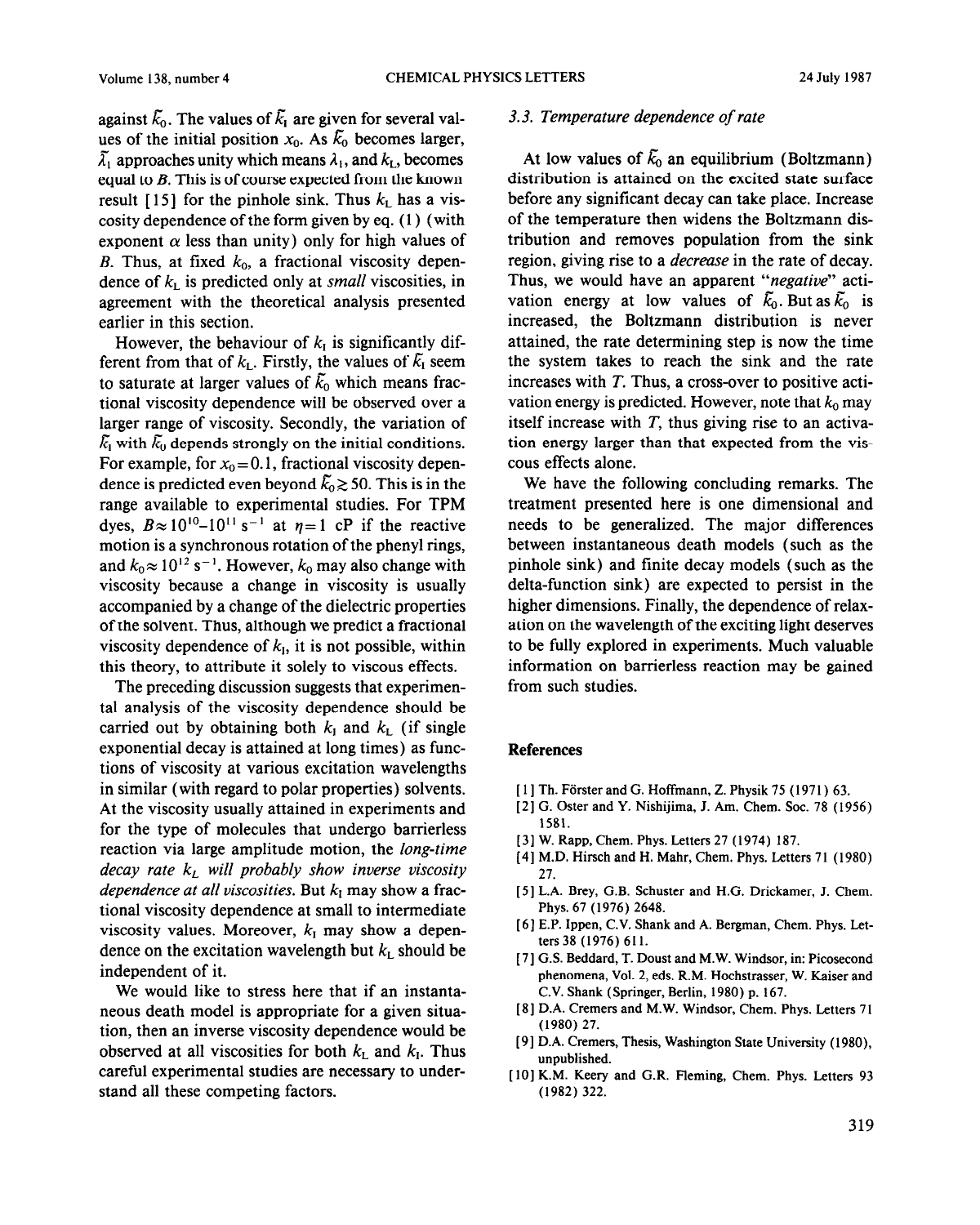against $\tilde{k}_0$. The values of $\tilde{k}_I$ are given for several values of the initial position $x_0$. As $\tilde{k}_0$ becomes larger, $\tilde{\lambda}_1$ approaches unity which means $\lambda_1$, and $k_L$, becomes equal to $B$. This is of course expected from the known result [15] for the pinhole sink. Thus $k_L$ has a viscosity dependence of the form given by eq. (1) (with exponent $\alpha$ less than unity) only for high values of $B$. Thus, at fixed $k_0$, a fractional viscosity dependence of $k_L$ is predicted only at *small* viscosities, in agreement with the theoretical analysis presented earlier in this section.

However, the behaviour of $k_I$ is significantly different from that of $k_L$. Firstly, the values of $\tilde{k}_I$ seem to saturate at larger values of $\tilde{k}_0$ which means fractional viscosity dependence will be observed over a larger range of viscosity. Secondly, the variation of $\tilde{k}_I$ with $\tilde{k}_0$ depends strongly on the initial conditions. For example, for $x_0 = 0.1$, fractional viscosity dependence is predicted even beyond $\tilde{k}_0 \gtrsim 50$. This is in the range available to experimental studies. For TPM dyes, $B \approx 10^{10}$–$10^{11}$ s$^{-1}$ at $\eta = 1$ cP if the reactive motion is a synchronous rotation of the phenyl rings, and $k_0 \approx 10^{12}$ s$^{-1}$. However, $k_0$ may also change with viscosity because a change in viscosity is usually accompanied by a change of the dielectric properties of the solvent. Thus, although we predict a fractional viscosity dependence of $k_I$, it is not possible, within this theory, to attribute it solely to viscous effects.

The preceding discussion suggests that experimental analysis of the viscosity dependence should be carried out by obtaining both $k_I$ and $k_L$ (if single exponential decay is attained at long times) as functions of viscosity at various excitation wavelengths in similar (with regard to polar properties) solvents. At the viscosity usually attained in experiments and for the type of molecules that undergo barrierless reaction via large amplitude motion, the *long-time decay rate $k_L$ will probably show inverse viscosity dependence at all viscosities*. But $k_I$ may show a fractional viscosity dependence at small to intermediate viscosity values. Moreover, $k_I$ may show a dependence on the excitation wavelength but $k_L$ should be independent of it.

We would like to stress here that if an instantaneous death model is appropriate for a given situation, then an inverse viscosity dependence would be observed at all viscosities for both $k_L$ and $k_I$. Thus careful experimental studies are necessary to understand all these competing factors.

### 3.3. Temperature dependence of rate

At low values of $\tilde{k}_0$ an equilibrium (Boltzmann) distribution is attained on the excited state surface before any significant decay can take place. Increase of the temperature then widens the Boltzmann distribution and removes population from the sink region, giving rise to a *decrease* in the rate of decay. Thus, we would have an apparent "*negative*" activation energy at low values of $\tilde{k}_0$. But as $\tilde{k}_0$ is increased, the Boltzmann distribution is never attained, the rate determining step is now the time the system takes to reach the sink and the rate increases with $T$. Thus, a cross-over to positive activation energy is predicted. However, note that $k_0$ may itself increase with $T$, thus giving rise to an activation energy larger than that expected from the viscous effects alone.

We have the following concluding remarks. The treatment presented here is one dimensional and needs to be generalized. The major differences between instantaneous death models (such as the pinhole sink) and finite decay models (such as the delta-function sink) are expected to persist in the higher dimensions. Finally, the dependence of relaxation on the wavelength of the exciting light deserves to be fully explored in experiments. Much valuable information on barrierless reaction may be gained from such studies.

## References

[1] Th. Förster and G. Hoffmann, Z. Physik 75 (1971) 63.
[2] G. Oster and Y. Nishijima, J. Am. Chem. Soc. 78 (1956) 1581.
[3] W. Rapp, Chem. Phys. Letters 27 (1974) 187.
[4] M.D. Hirsch and H. Mahr, Chem. Phys. Letters 71 (1980) 27.
[5] L.A. Brey, G.B. Schuster and H.G. Drickamer, J. Chem. Phys. 67 (1976) 2648.
[6] E.P. Ippen, C.V. Shank and A. Bergman, Chem. Phys. Letters 38 (1976) 611.
[7] G.S. Beddard, T. Doust and M.W. Windsor, in: Picosecond phenomena, Vol. 2, eds. R.M. Hochstrasser, W. Kaiser and C.V. Shank (Springer, Berlin, 1980) p. 167.
[8] D.A. Cremers and M.W. Windsor, Chem. Phys. Letters 71 (1980) 27.
[9] D.A. Cremers, Thesis, Washington State University (1980), unpublished.
[10] K.M. Keery and G.R. Fleming, Chem. Phys. Letters 93 (1982) 322.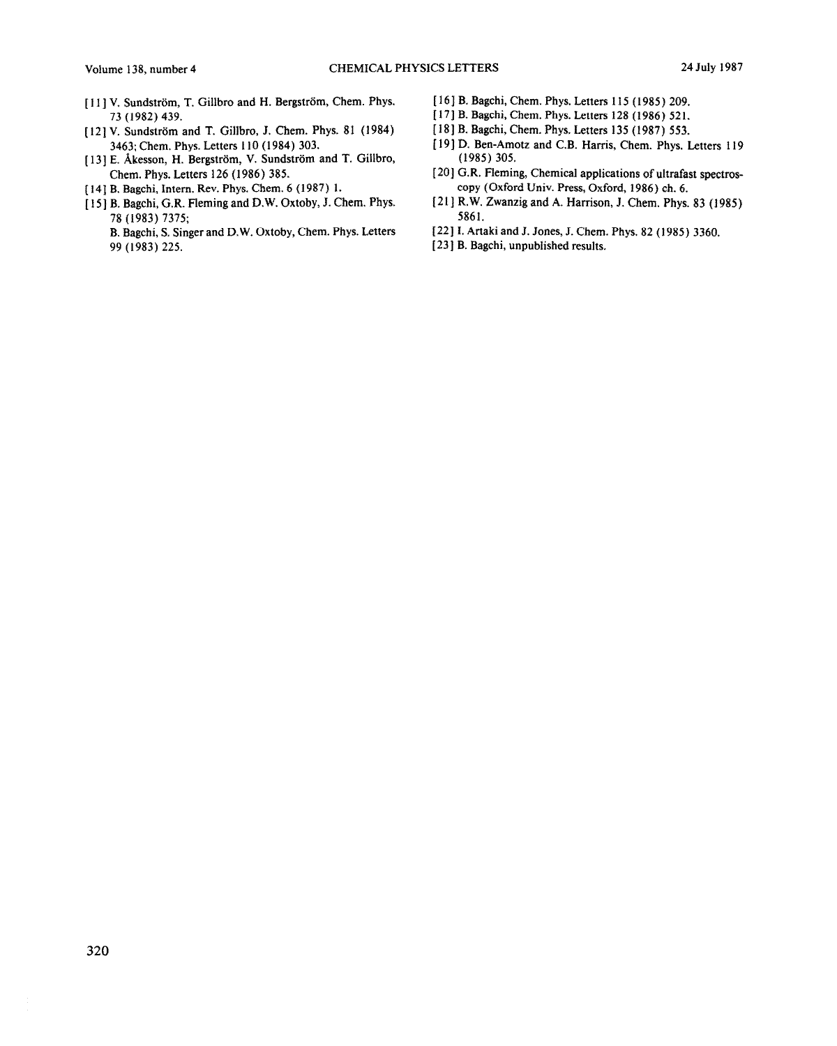[11] V. Sundström, T. Gillbro and H. Bergström, Chem. Phys. 73 (1982) 439.

[12] V. Sundström and T. Gillbro, J. Chem. Phys. 81 (1984) 3463; Chem. Phys. Letters 110 (1984) 303.

[13] E. Åkesson, H. Bergström, V. Sundström and T. Gillbro, Chem. Phys. Letters 126 (1986) 385.

[14] B. Bagchi, Intern. Rev. Phys. Chem. 6 (1987) 1.

[15] B. Bagchi, G.R. Fleming and D.W. Oxtoby, J. Chem. Phys. 78 (1983) 7375;
B. Bagchi, S. Singer and D.W. Oxtoby, Chem. Phys. Letters 99 (1983) 225.

[16] B. Bagchi, Chem. Phys. Letters 115 (1985) 209.

[17] B. Bagchi, Chem. Phys. Letters 128 (1986) 521.

[18] B. Bagchi, Chem. Phys. Letters 135 (1987) 553.

[19] D. Ben-Amotz and C.B. Harris, Chem. Phys. Letters 119 (1985) 305.

[20] G.R. Fleming, Chemical applications of ultrafast spectroscopy (Oxford Univ. Press, Oxford, 1986) ch. 6.

[21] R.W. Zwanzig and A. Harrison, J. Chem. Phys. 83 (1985) 5861.

[22] I. Artaki and J. Jones, J. Chem. Phys. 82 (1985) 3360.

[23] B. Bagchi, unpublished results.